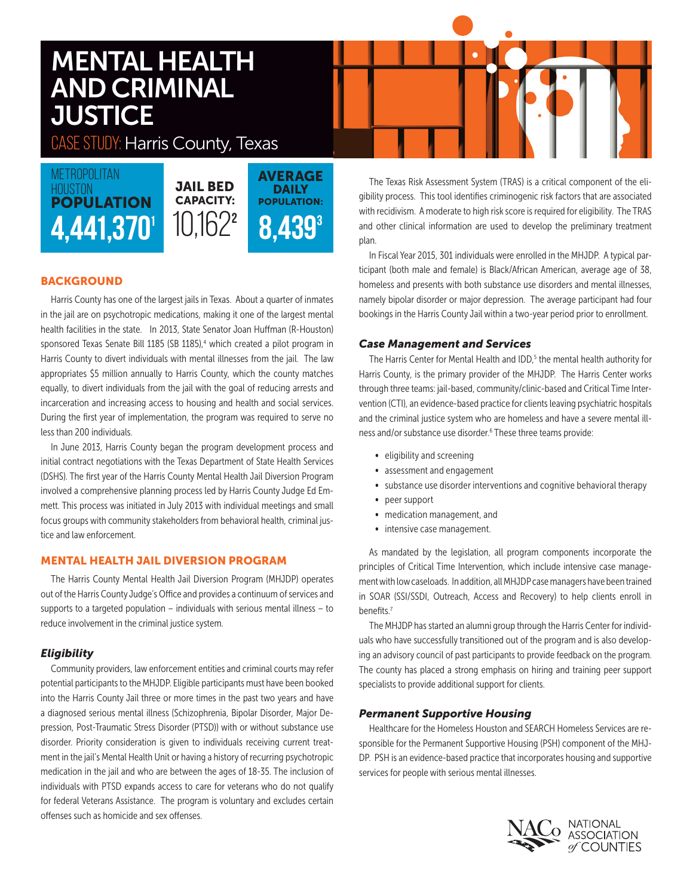# MENTAL HEALTH AND CRIMINAL JUSTICE

## CASE STUDY: Harris County, Texas

METROPOLITAN HOUSTON **POPULATION** **4,441,370**[1]

**JAIL BED CAPACITY:** 10,162[2]

**AVERAGE DAILY POPULATION:** **8,439**[3]

### BACKGROUND

Harris County has one of the largest jails in Texas. About a quarter of inmates in the jail are on psychotropic medications, making it one of the largest mental health facilities in the state. In 2013, State Senator Joan Huffman (R-Houston) sponsored Texas Senate Bill 1185 (SB 1185),[4] which created a pilot program in Harris County to divert individuals with mental illnesses from the jail. The law appropriates $5 million annually to Harris County, which the county matches equally, to divert individuals from the jail with the goal of reducing arrests and incarceration and increasing access to housing and health and social services. During the first year of implementation, the program was required to serve no less than 200 individuals.

In June 2013, Harris County began the program development process and initial contract negotiations with the Texas Department of State Health Services (DSHS). The first year of the Harris County Mental Health Jail Diversion Program involved a comprehensive planning process led by Harris County Judge Ed Emmett. This process was initiated in July 2013 with individual meetings and small focus groups with community stakeholders from behavioral health, criminal justice and law enforcement.

### MENTAL HEALTH JAIL DIVERSION PROGRAM

The Harris County Mental Health Jail Diversion Program (MHJDP) operates out of the Harris County Judge's Office and provides a continuum of services and supports to a targeted population – individuals with serious mental illness – to reduce involvement in the criminal justice system.

#### *Eligibility*

Community providers, law enforcement entities and criminal courts may refer potential participants to the MHJDP. Eligible participants must have been booked into the Harris County Jail three or more times in the past two years and have a diagnosed serious mental illness (Schizophrenia, Bipolar Disorder, Major Depression, Post-Traumatic Stress Disorder (PTSD)) with or without substance use disorder. Priority consideration is given to individuals receiving current treatment in the jail's Mental Health Unit or having a history of recurring psychotropic medication in the jail and who are between the ages of 18-35. The inclusion of individuals with PTSD expands access to care for veterans who do not qualify for federal Veterans Assistance. The program is voluntary and excludes certain offenses such as homicide and sex offenses.

The Texas Risk Assessment System (TRAS) is a critical component of the eligibility process. This tool identifies criminogenic risk factors that are associated with recidivism. A moderate to high risk score is required for eligibility. The TRAS and other clinical information are used to develop the preliminary treatment plan.

In Fiscal Year 2015, 301 individuals were enrolled in the MHJDP. A typical participant (both male and female) is Black/African American, average age of 38, homeless and presents with both substance use disorders and mental illnesses, namely bipolar disorder or major depression. The average participant had four bookings in the Harris County Jail within a two-year period prior to enrollment.

#### *Case Management and Services*

The Harris Center for Mental Health and IDD,[5] the mental health authority for Harris County, is the primary provider of the MHJDP. The Harris Center works through three teams: jail-based, community/clinic-based and Critical Time Intervention (CTI), an evidence-based practice for clients leaving psychiatric hospitals and the criminal justice system who are homeless and have a severe mental illness and/or substance use disorder.[6] These three teams provide:

- eligibility and screening
- assessment and engagement
- substance use disorder interventions and cognitive behavioral therapy
- peer support
- medication management, and
- intensive case management.

As mandated by the legislation, all program components incorporate the principles of Critical Time Intervention, which include intensive case management with low caseloads. In addition, all MHJDP case managers have been trained in SOAR (SSI/SSDI, Outreach, Access and Recovery) to help clients enroll in benefits.[7]

The MHJDP has started an alumni group through the Harris Center for individuals who have successfully transitioned out of the program and is also developing an advisory council of past participants to provide feedback on the program. The county has placed a strong emphasis on hiring and training peer support specialists to provide additional support for clients.

#### *Permanent Supportive Housing*

Healthcare for the Homeless Houston and SEARCH Homeless Services are responsible for the Permanent Supportive Housing (PSH) component of the MHJDP. PSH is an evidence-based practice that incorporates housing and supportive services for people with serious mental illnesses.

NACo NATIONAL ASSOCIATION *of* COUNTIES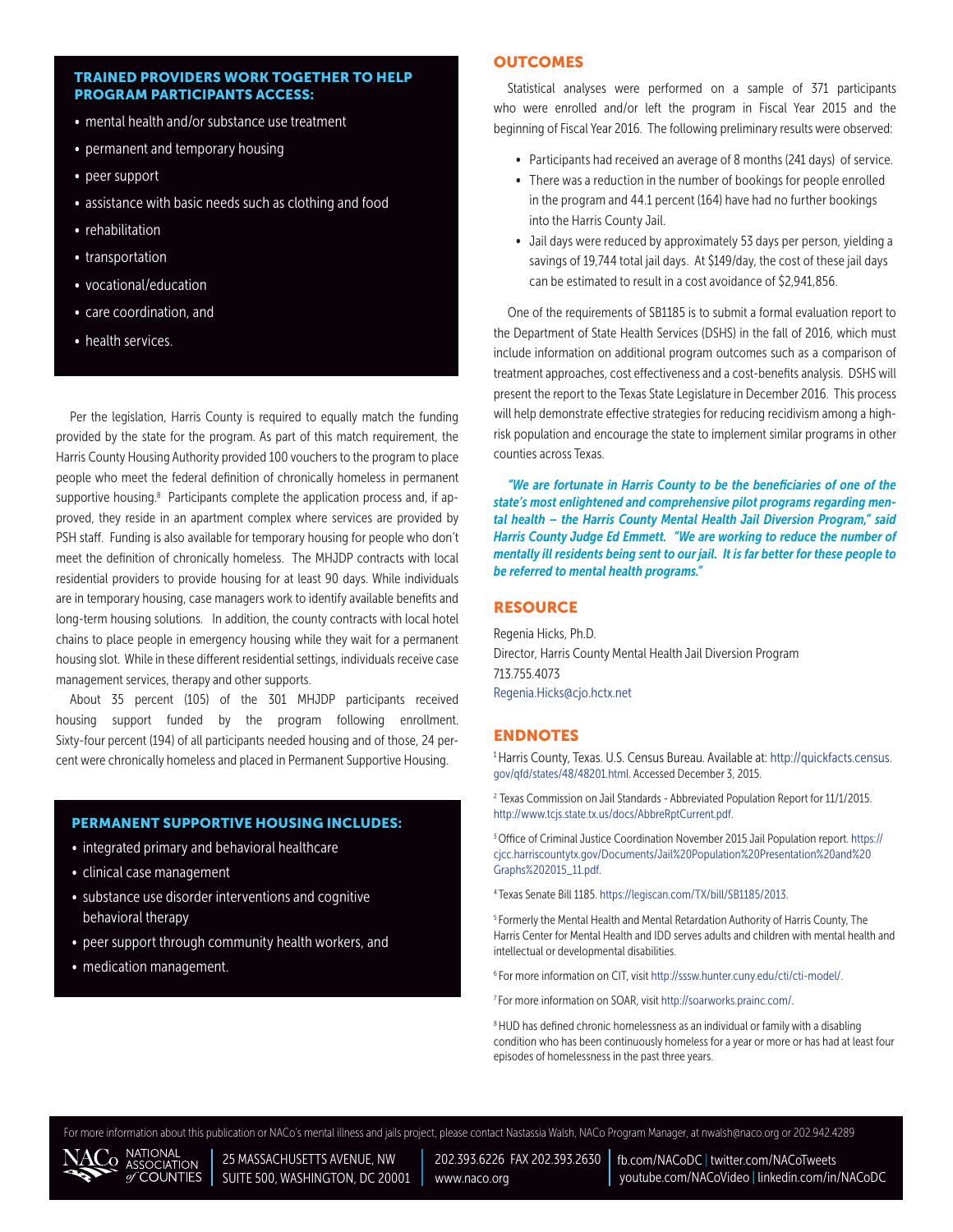### TRAINED PROVIDERS WORK TOGETHER TO HELP PROGRAM PARTICIPANTS ACCESS:

- mental health and/or substance use treatment
- permanent and temporary housing
- peer support
- assistance with basic needs such as clothing and food
- rehabilitation
- transportation
- vocational/education
- care coordination, and
- health services.

Per the legislation, Harris County is required to equally match the funding provided by the state for the program. As part of this match requirement, the Harris County Housing Authority provided 100 vouchers to the program to place people who meet the federal definition of chronically homeless in permanent supportive housing.[8] Participants complete the application process and, if approved, they reside in an apartment complex where services are provided by PSH staff. Funding is also available for temporary housing for people who don't meet the definition of chronically homeless. The MHJDP contracts with local residential providers to provide housing for at least 90 days. While individuals are in temporary housing, case managers work to identify available benefits and long-term housing solutions. In addition, the county contracts with local hotel chains to place people in emergency housing while they wait for a permanent housing slot. While in these different residential settings, individuals receive case management services, therapy and other supports.

About 35 percent (105) of the 301 MHJDP participants received housing support funded by the program following enrollment. Sixty-four percent (194) of all participants needed housing and of those, 24 percent were chronically homeless and placed in Permanent Supportive Housing.

### PERMANENT SUPPORTIVE HOUSING INCLUDES:

- integrated primary and behavioral healthcare
- clinical case management
- substance use disorder interventions and cognitive behavioral therapy
- peer support through community health workers, and
- medication management.

## OUTCOMES

Statistical analyses were performed on a sample of 371 participants who were enrolled and/or left the program in Fiscal Year 2015 and the beginning of Fiscal Year 2016. The following preliminary results were observed:

- Participants had received an average of 8 months (241 days) of service.
- There was a reduction in the number of bookings for people enrolled in the program and 44.1 percent (164) have had no further bookings into the Harris County Jail.
- Jail days were reduced by approximately 53 days per person, yielding a savings of 19,744 total jail days. At $149/day, the cost of these jail days can be estimated to result in a cost avoidance of $2,941,856.

One of the requirements of SB1185 is to submit a formal evaluation report to the Department of State Health Services (DSHS) in the fall of 2016, which must include information on additional program outcomes such as a comparison of treatment approaches, cost effectiveness and a cost-benefits analysis. DSHS will present the report to the Texas State Legislature in December 2016. This process will help demonstrate effective strategies for reducing recidivism among a high-risk population and encourage the state to implement similar programs in other counties across Texas.

***"We are fortunate in Harris County to be the beneficiaries of one of the state's most enlightened and comprehensive pilot programs regarding mental health – the Harris County Mental Health Jail Diversion Program," said Harris County Judge Ed Emmett. "We are working to reduce the number of mentally ill residents being sent to our jail. It is far better for these people to be referred to mental health programs."***

## RESOURCE

Regenia Hicks, Ph.D.
Director, Harris County Mental Health Jail Diversion Program
713.755.4073
Regenia.Hicks@cjo.hctx.net

## ENDNOTES

[1] Harris County, Texas. U.S. Census Bureau. Available at: http://quickfacts.census.gov/qfd/states/48/48201.html. Accessed December 3, 2015.

[2] Texas Commission on Jail Standards - Abbreviated Population Report for 11/1/2015. http://www.tcjs.state.tx.us/docs/AbbreRptCurrent.pdf.

[3] Office of Criminal Justice Coordination November 2015 Jail Population report. https://cjcc.harriscountytx.gov/Documents/Jail%20Population%20Presentation%20and%20Graphs%202015_11.pdf.

[4] Texas Senate Bill 1185. https://legiscan.com/TX/bill/SB1185/2013.

[5] Formerly the Mental Health and Mental Retardation Authority of Harris County, The Harris Center for Mental Health and IDD serves adults and children with mental health and intellectual or developmental disabilities.

[6] For more information on CIT, visit http://sssw.hunter.cuny.edu/cti/cti-model/.

[7] For more information on SOAR, visit http://soarworks.prainc.com/.

[8] HUD has defined chronic homelessness as an individual or family with a disabling condition who has been continuously homeless for a year or more or has had at least four episodes of homelessness in the past three years.

For more information about this publication or NACo's mental illness and jails project, please contact Nastassia Walsh, NACo Program Manager, at nwalsh@naco.org or 202.942.4289

NACo NATIONAL ASSOCIATION of COUNTIES | 25 MASSACHUSETTS AVENUE, NW SUITE 500, WASHINGTON, DC 20001 | 202.393.6226 FAX 202.393.2630 www.naco.org | fb.com/NACoDC | twitter.com/NACoTweets youtube.com/NACoVideo | linkedin.com/in/NACoDC